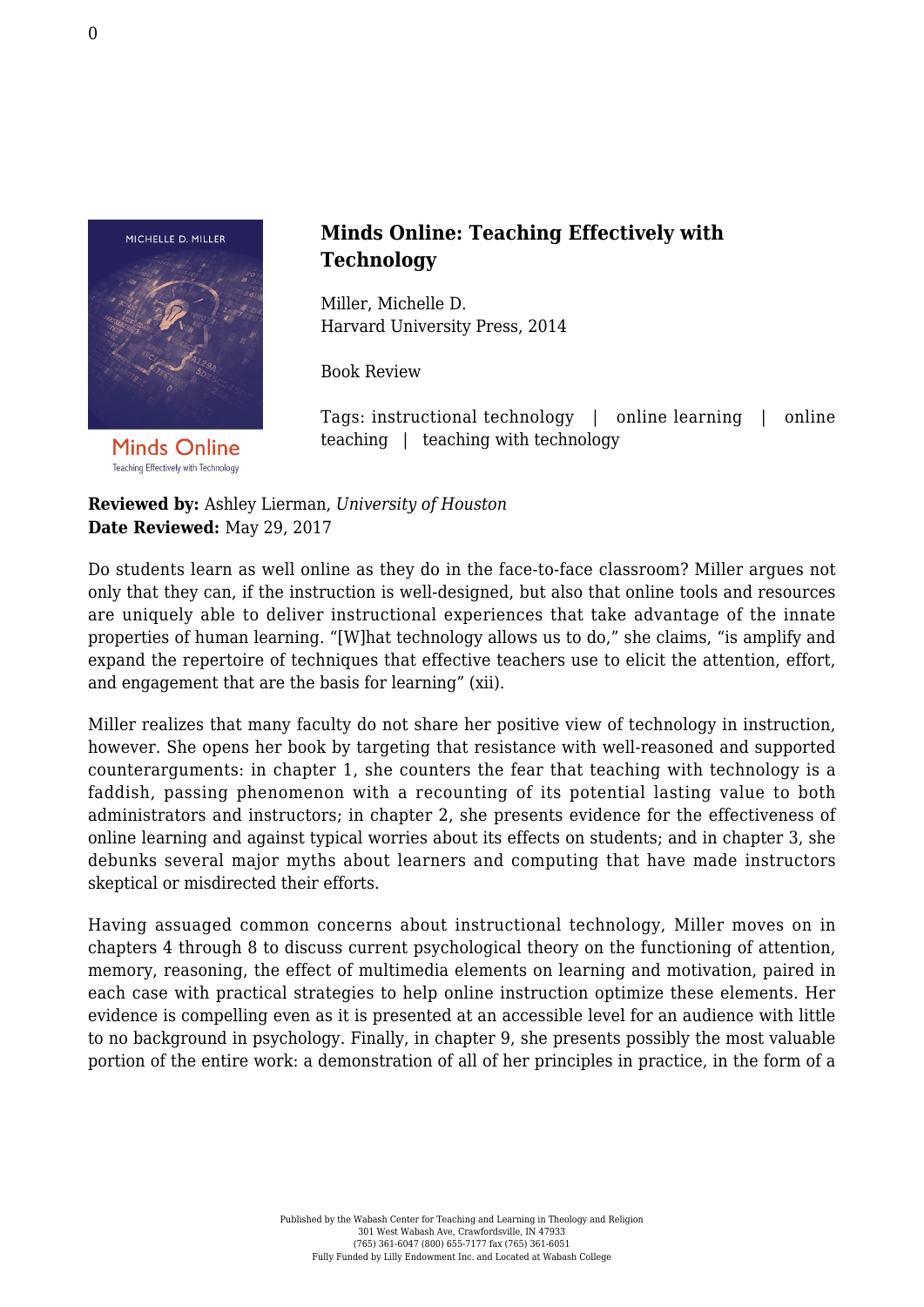# Minds Online: Teaching Effectively with Technology

Miller, Michelle D.
Harvard University Press, 2014

Book Review

Tags: instructional technology | online learning | online teaching | teaching with technology

**Reviewed by:** Ashley Lierman, *University of Houston*
**Date Reviewed:** May 29, 2017

Do students learn as well online as they do in the face-to-face classroom? Miller argues not only that they can, if the instruction is well-designed, but also that online tools and resources are uniquely able to deliver instructional experiences that take advantage of the innate properties of human learning. "[W]hat technology allows us to do," she claims, "is amplify and expand the repertoire of techniques that effective teachers use to elicit the attention, effort, and engagement that are the basis for learning" (xii).

Miller realizes that many faculty do not share her positive view of technology in instruction, however. She opens her book by targeting that resistance with well-reasoned and supported counterarguments: in chapter 1, she counters the fear that teaching with technology is a faddish, passing phenomenon with a recounting of its potential lasting value to both administrators and instructors; in chapter 2, she presents evidence for the effectiveness of online learning and against typical worries about its effects on students; and in chapter 3, she debunks several major myths about learners and computing that have made instructors skeptical or misdirected their efforts.

Having assuaged common concerns about instructional technology, Miller moves on in chapters 4 through 8 to discuss current psychological theory on the functioning of attention, memory, reasoning, the effect of multimedia elements on learning and motivation, paired in each case with practical strategies to help online instruction optimize these elements. Her evidence is compelling even as it is presented at an accessible level for an audience with little to no background in psychology. Finally, in chapter 9, she presents possibly the most valuable portion of the entire work: a demonstration of all of her principles in practice, in the form of a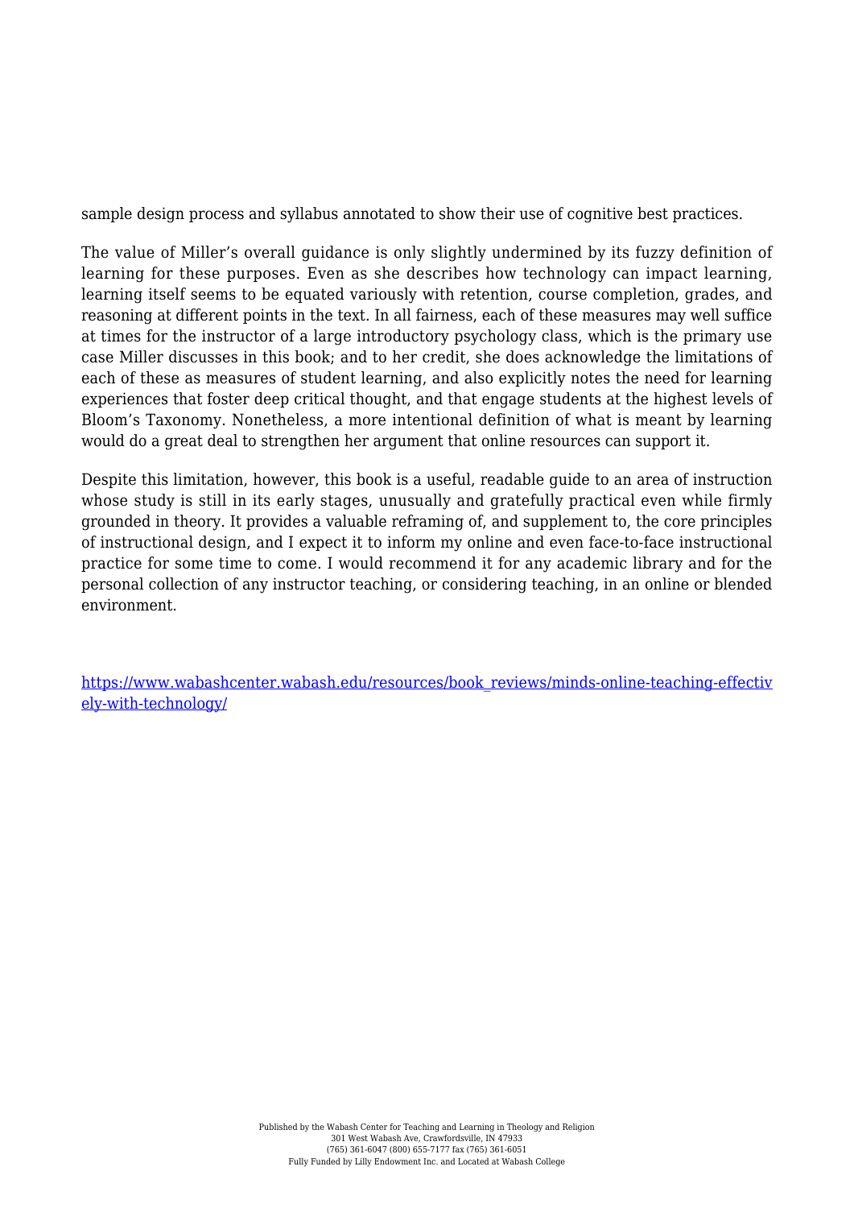sample design process and syllabus annotated to show their use of cognitive best practices.

The value of Miller's overall guidance is only slightly undermined by its fuzzy definition of learning for these purposes. Even as she describes how technology can impact learning, learning itself seems to be equated variously with retention, course completion, grades, and reasoning at different points in the text. In all fairness, each of these measures may well suffice at times for the instructor of a large introductory psychology class, which is the primary use case Miller discusses in this book; and to her credit, she does acknowledge the limitations of each of these as measures of student learning, and also explicitly notes the need for learning experiences that foster deep critical thought, and that engage students at the highest levels of Bloom's Taxonomy. Nonetheless, a more intentional definition of what is meant by learning would do a great deal to strengthen her argument that online resources can support it.

Despite this limitation, however, this book is a useful, readable guide to an area of instruction whose study is still in its early stages, unusually and gratefully practical even while firmly grounded in theory. It provides a valuable reframing of, and supplement to, the core principles of instructional design, and I expect it to inform my online and even face-to-face instructional practice for some time to come. I would recommend it for any academic library and for the personal collection of any instructor teaching, or considering teaching, in an online or blended environment.

https://www.wabashcenter.wabash.edu/resources/book_reviews/minds-online-teaching-effectively-with-technology/

Published by the Wabash Center for Teaching and Learning in Theology and Religion
301 West Wabash Ave, Crawfordsville, IN 47933
(765) 361-6047 (800) 655-7177 fax (765) 361-6051
Fully Funded by Lilly Endowment Inc. and Located at Wabash College